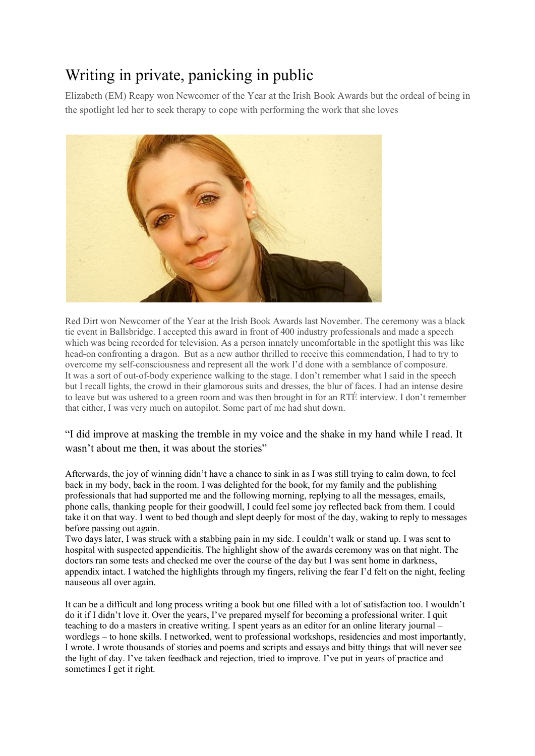# Writing in private, panicking in public

Elizabeth (EM) Reapy won Newcomer of the Year at the Irish Book Awards but the ordeal of being in the spotlight led her to seek therapy to cope with performing the work that she loves

Red Dirt won Newcomer of the Year at the Irish Book Awards last November. The ceremony was a black tie event in Ballsbridge. I accepted this award in front of 400 industry professionals and made a speech which was being recorded for television. As a person innately uncomfortable in the spotlight this was like head-on confronting a dragon. But as a new author thrilled to receive this commendation, I had to try to overcome my self-consciousness and represent all the work I'd done with a semblance of composure. It was a sort of out-of-body experience walking to the stage. I don't remember what I said in the speech but I recall lights, the crowd in their glamorous suits and dresses, the blur of faces. I had an intense desire to leave but was ushered to a green room and was then brought in for an RTÉ interview. I don't remember that either, I was very much on autopilot. Some part of me had shut down.

> "I did improve at masking the tremble in my voice and the shake in my hand while I read. It wasn't about me then, it was about the stories"

Afterwards, the joy of winning didn't have a chance to sink in as I was still trying to calm down, to feel back in my body, back in the room. I was delighted for the book, for my family and the publishing professionals that had supported me and the following morning, replying to all the messages, emails, phone calls, thanking people for their goodwill, I could feel some joy reflected back from them. I could take it on that way. I went to bed though and slept deeply for most of the day, waking to reply to messages before passing out again.

Two days later, I was struck with a stabbing pain in my side. I couldn't walk or stand up. I was sent to hospital with suspected appendicitis. The highlight show of the awards ceremony was on that night. The doctors ran some tests and checked me over the course of the day but I was sent home in darkness, appendix intact. I watched the highlights through my fingers, reliving the fear I'd felt on the night, feeling nauseous all over again.

It can be a difficult and long process writing a book but one filled with a lot of satisfaction too. I wouldn't do it if I didn't love it. Over the years, I've prepared myself for becoming a professional writer. I quit teaching to do a masters in creative writing. I spent years as an editor for an online literary journal – wordlegs – to hone skills. I networked, went to professional workshops, residencies and most importantly, I wrote. I wrote thousands of stories and poems and scripts and essays and bitty things that will never see the light of day. I've taken feedback and rejection, tried to improve. I've put in years of practice and sometimes I get it right.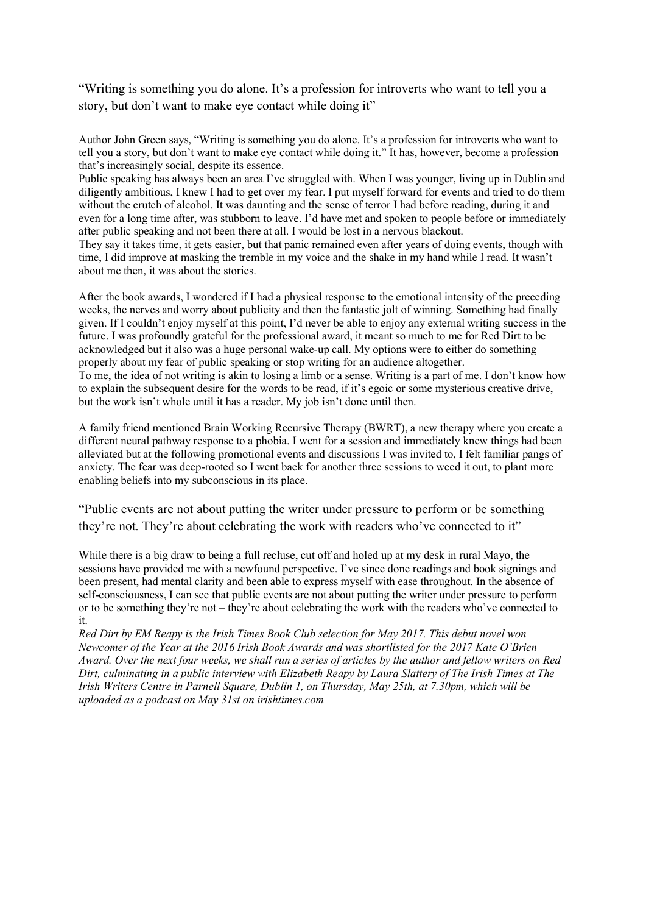“Writing is something you do alone. It’s a profession for introverts who want to tell you a story, but don’t want to make eye contact while doing it”

Author John Green says, “Writing is something you do alone. It’s a profession for introverts who want to tell you a story, but don’t want to make eye contact while doing it.” It has, however, become a profession that’s increasingly social, despite its essence.

Public speaking has always been an area I’ve struggled with. When I was younger, living up in Dublin and diligently ambitious, I knew I had to get over my fear. I put myself forward for events and tried to do them without the crutch of alcohol. It was daunting and the sense of terror I had before reading, during it and even for a long time after, was stubborn to leave. I’d have met and spoken to people before or immediately after public speaking and not been there at all. I would be lost in a nervous blackout.

They say it takes time, it gets easier, but that panic remained even after years of doing events, though with time, I did improve at masking the tremble in my voice and the shake in my hand while I read. It wasn’t about me then, it was about the stories.

After the book awards, I wondered if I had a physical response to the emotional intensity of the preceding weeks, the nerves and worry about publicity and then the fantastic jolt of winning. Something had finally given. If I couldn’t enjoy myself at this point, I’d never be able to enjoy any external writing success in the future. I was profoundly grateful for the professional award, it meant so much to me for Red Dirt to be acknowledged but it also was a huge personal wake-up call. My options were to either do something properly about my fear of public speaking or stop writing for an audience altogether.

To me, the idea of not writing is akin to losing a limb or a sense. Writing is a part of me. I don’t know how to explain the subsequent desire for the words to be read, if it’s egoic or some mysterious creative drive, but the work isn’t whole until it has a reader. My job isn’t done until then.

A family friend mentioned Brain Working Recursive Therapy (BWRT), a new therapy where you create a different neural pathway response to a phobia. I went for a session and immediately knew things had been alleviated but at the following promotional events and discussions I was invited to, I felt familiar pangs of anxiety. The fear was deep-rooted so I went back for another three sessions to weed it out, to plant more enabling beliefs into my subconscious in its place.

“Public events are not about putting the writer under pressure to perform or be something they’re not. They’re about celebrating the work with readers who’ve connected to it”

While there is a big draw to being a full recluse, cut off and holed up at my desk in rural Mayo, the sessions have provided me with a newfound perspective. I’ve since done readings and book signings and been present, had mental clarity and been able to express myself with ease throughout. In the absence of self-consciousness, I can see that public events are not about putting the writer under pressure to perform or to be something they’re not – they’re about celebrating the work with the readers who’ve connected to it.

*Red Dirt by EM Reapy is the Irish Times Book Club selection for May 2017. This debut novel won Newcomer of the Year at the 2016 Irish Book Awards and was shortlisted for the 2017 Kate O’Brien Award. Over the next four weeks, we shall run a series of articles by the author and fellow writers on Red Dirt, culminating in a public interview with Elizabeth Reapy by Laura Slattery of The Irish Times at The Irish Writers Centre in Parnell Square, Dublin 1, on Thursday, May 25th, at 7.30pm, which will be uploaded as a podcast on May 31st on irishtimes.com*